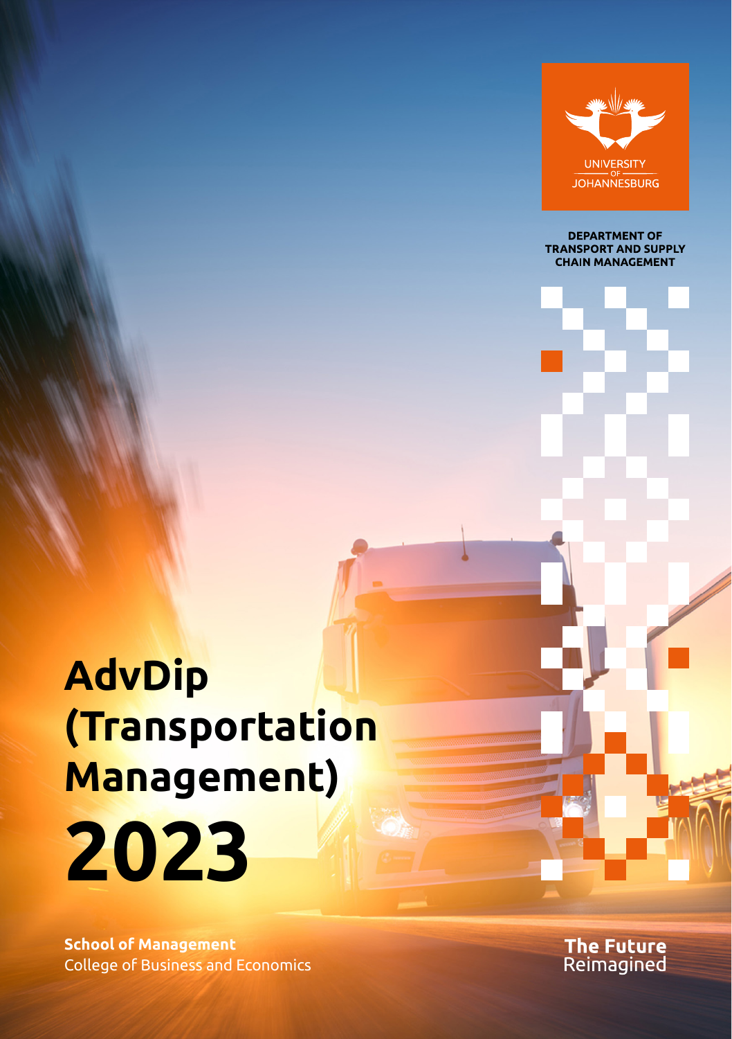UNIVERSITY OF JOHANNESBURG

**DEPARTMENT OF TRANSPORT AND SUPPLY CHAIN MANAGEMENT**

# AdvDip (Transportation Management) 2023

**School of Management**
College of Business and Economics

**The Future** Reimagined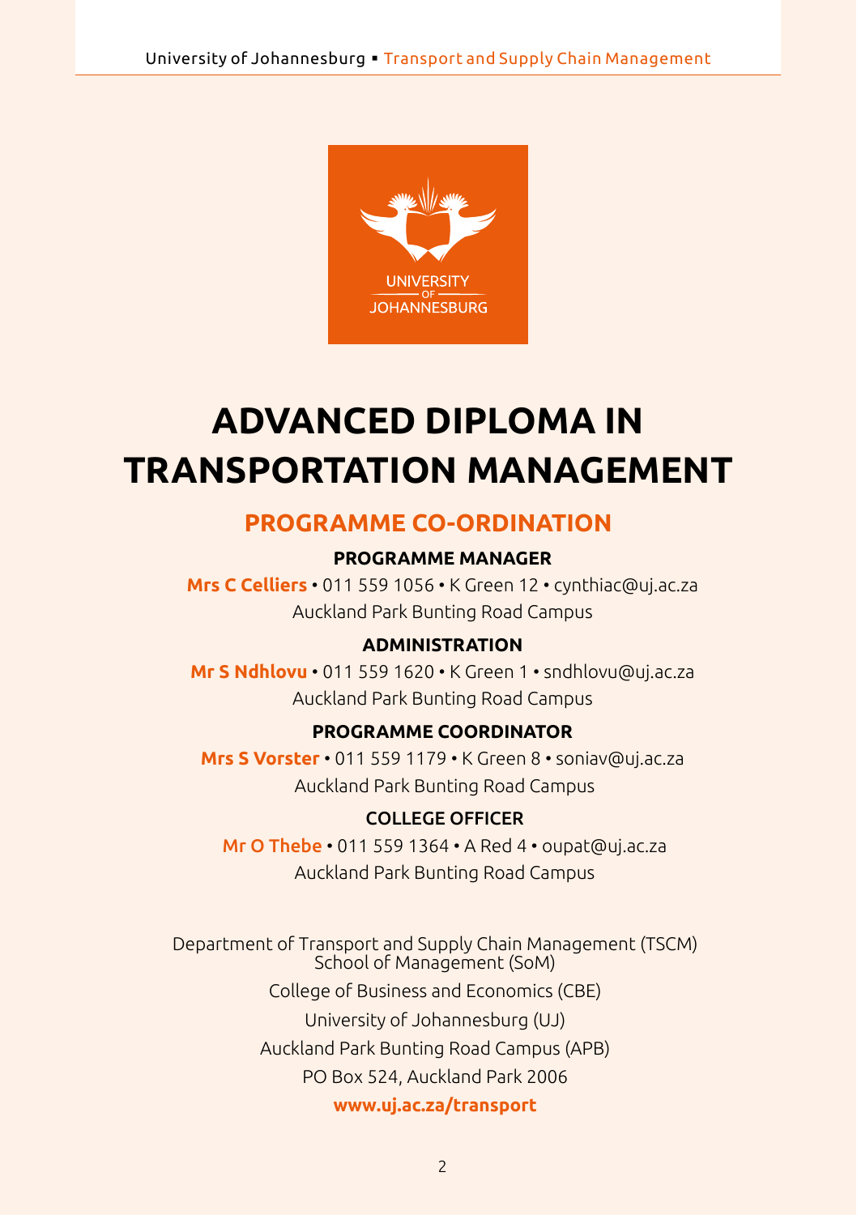# ADVANCED DIPLOMA IN TRANSPORTATION MANAGEMENT

## PROGRAMME CO-ORDINATION

### PROGRAMME MANAGER

**Mrs C Celliers** • 011 559 1056 • K Green 12 • cynthiac@uj.ac.za
Auckland Park Bunting Road Campus

### ADMINISTRATION

**Mr S Ndhlovu** • 011 559 1620 • K Green 1 • sndhlovu@uj.ac.za
Auckland Park Bunting Road Campus

### PROGRAMME COORDINATOR

**Mrs S Vorster** • 011 559 1179 • K Green 8 • soniav@uj.ac.za
Auckland Park Bunting Road Campus

### COLLEGE OFFICER

**Mr O Thebe** • 011 559 1364 • A Red 4 • oupat@uj.ac.za
Auckland Park Bunting Road Campus

Department of Transport and Supply Chain Management (TSCM)
School of Management (SoM)
College of Business and Economics (CBE)
University of Johannesburg (UJ)
Auckland Park Bunting Road Campus (APB)
PO Box 524, Auckland Park 2006
**www.uj.ac.za/transport**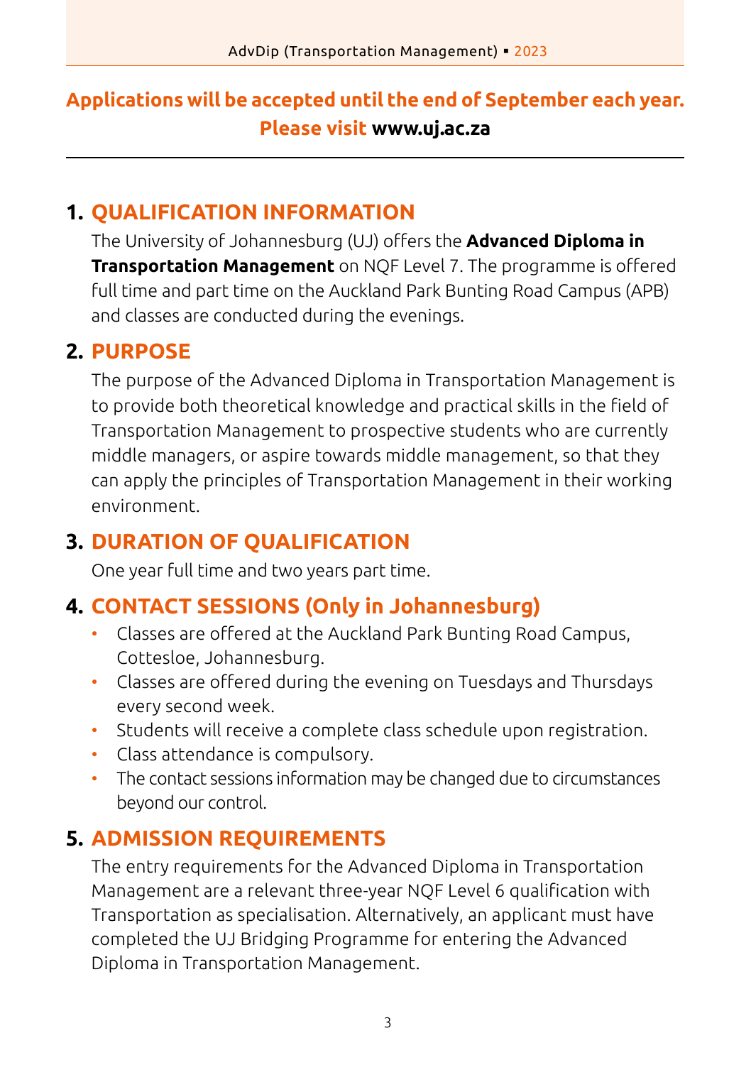**Applications will be accepted until the end of September each year.
Please visit www.uj.ac.za**

## 1. QUALIFICATION INFORMATION

The University of Johannesburg (UJ) offers the **Advanced Diploma in Transportation Management** on NQF Level 7. The programme is offered full time and part time on the Auckland Park Bunting Road Campus (APB) and classes are conducted during the evenings.

## 2. PURPOSE

The purpose of the Advanced Diploma in Transportation Management is to provide both theoretical knowledge and practical skills in the field of Transportation Management to prospective students who are currently middle managers, or aspire towards middle management, so that they can apply the principles of Transportation Management in their working environment.

## 3. DURATION OF QUALIFICATION

One year full time and two years part time.

## 4. CONTACT SESSIONS (Only in Johannesburg)

- Classes are offered at the Auckland Park Bunting Road Campus, Cottesloe, Johannesburg.
- Classes are offered during the evening on Tuesdays and Thursdays every second week.
- Students will receive a complete class schedule upon registration.
- Class attendance is compulsory.
- The contact sessions information may be changed due to circumstances beyond our control.

## 5. ADMISSION REQUIREMENTS

The entry requirements for the Advanced Diploma in Transportation Management are a relevant three-year NQF Level 6 qualification with Transportation as specialisation. Alternatively, an applicant must have completed the UJ Bridging Programme for entering the Advanced Diploma in Transportation Management.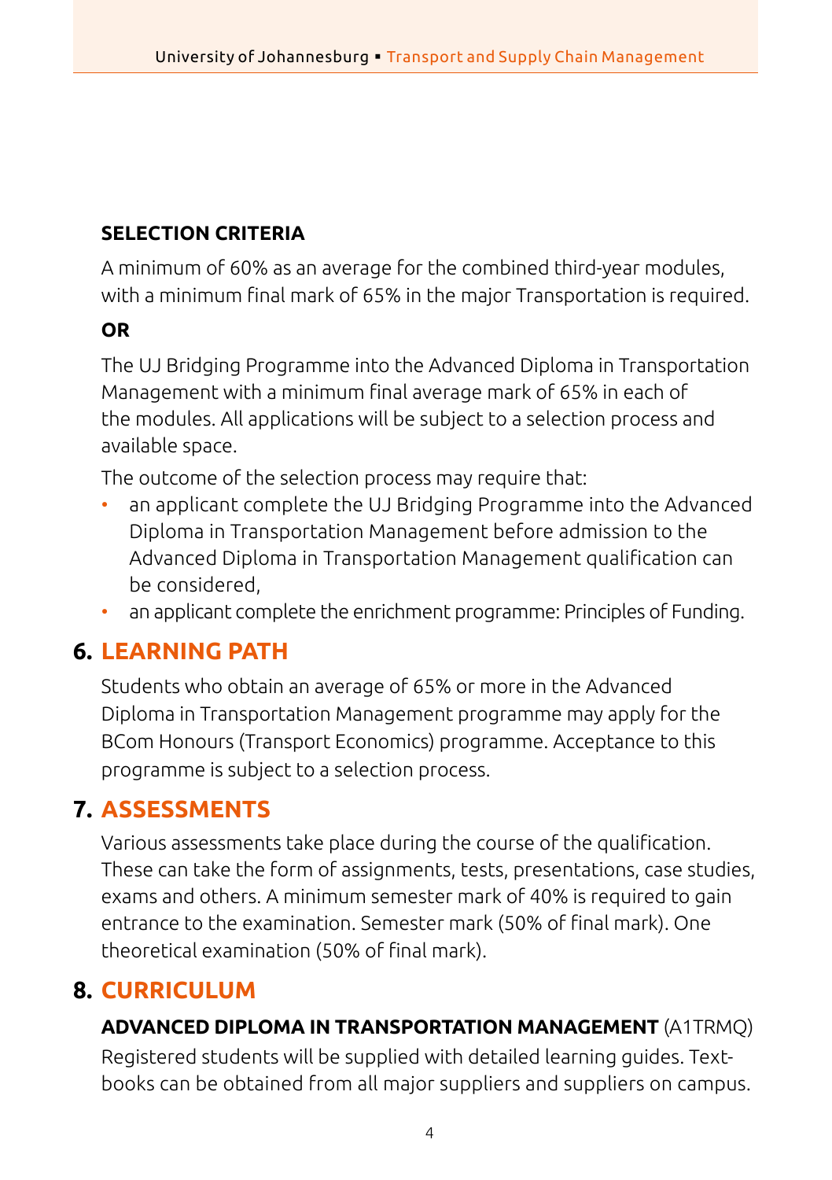**SELECTION CRITERIA**

A minimum of 60% as an average for the combined third-year modules, with a minimum final mark of 65% in the major Transportation is required.

**OR**

The UJ Bridging Programme into the Advanced Diploma in Transportation Management with a minimum final average mark of 65% in each of the modules. All applications will be subject to a selection process and available space.

The outcome of the selection process may require that:

- an applicant complete the UJ Bridging Programme into the Advanced Diploma in Transportation Management before admission to the Advanced Diploma in Transportation Management qualification can be considered,
- an applicant complete the enrichment programme: Principles of Funding.

## 6. LEARNING PATH

Students who obtain an average of 65% or more in the Advanced Diploma in Transportation Management programme may apply for the BCom Honours (Transport Economics) programme. Acceptance to this programme is subject to a selection process.

## 7. ASSESSMENTS

Various assessments take place during the course of the qualification. These can take the form of assignments, tests, presentations, case studies, exams and others. A minimum semester mark of 40% is required to gain entrance to the examination. Semester mark (50% of final mark). One theoretical examination (50% of final mark).

## 8. CURRICULUM

**ADVANCED DIPLOMA IN TRANSPORTATION MANAGEMENT** (A1TRMQ)

Registered students will be supplied with detailed learning guides. Text-books can be obtained from all major suppliers and suppliers on campus.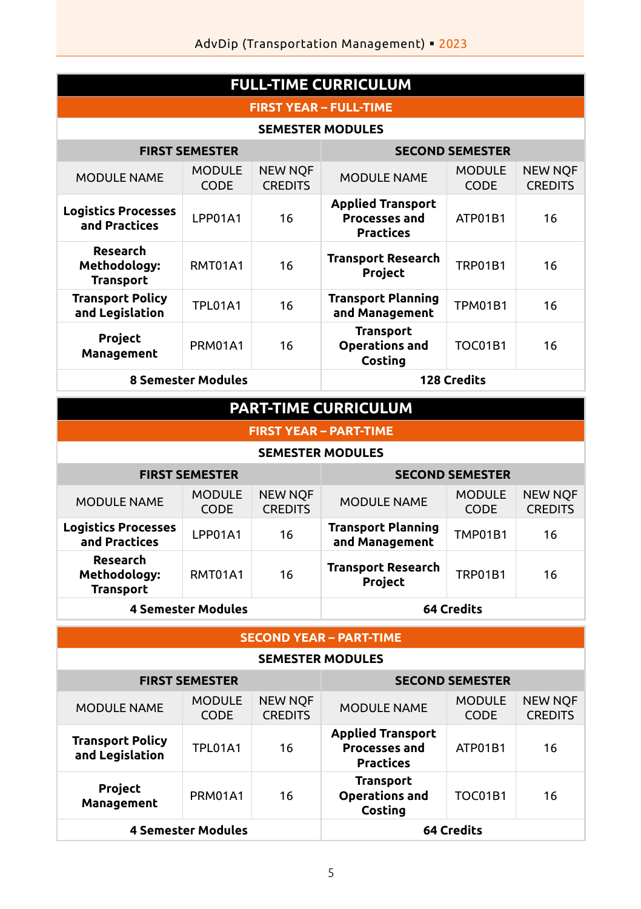## FULL-TIME CURRICULUM

### FIRST YEAR – FULL-TIME

| SEMESTER MODULES | | | | | |
|---|---|---|---|---|---|
| **FIRST SEMESTER** | | | **SECOND SEMESTER** | | |
| MODULE NAME | MODULE CODE | NEW NQF CREDITS | MODULE NAME | MODULE CODE | NEW NQF CREDITS |
| **Logistics Processes and Practices** | LPP01A1 | 16 | **Applied Transport Processes and Practices** | ATP01B1 | 16 |
| **Research Methodology: Transport** | RMT01A1 | 16 | **Transport Research Project** | TRP01B1 | 16 |
| **Transport Policy and Legislation** | TPL01A1 | 16 | **Transport Planning and Management** | TPM01B1 | 16 |
| **Project Management** | PRM01A1 | 16 | **Transport Operations and Costing** | TOC01B1 | 16 |
| **8 Semester Modules** | | | **128 Credits** | | |

## PART-TIME CURRICULUM

### FIRST YEAR – PART-TIME

| SEMESTER MODULES | | | | | |
|---|---|---|---|---|---|
| **FIRST SEMESTER** | | | **SECOND SEMESTER** | | |
| MODULE NAME | MODULE CODE | NEW NQF CREDITS | MODULE NAME | MODULE CODE | NEW NQF CREDITS |
| **Logistics Processes and Practices** | LPP01A1 | 16 | **Transport Planning and Management** | TMP01B1 | 16 |
| **Research Methodology: Transport** | RMT01A1 | 16 | **Transport Research Project** | TRP01B1 | 16 |
| **4 Semester Modules** | | | **64 Credits** | | |

### SECOND YEAR – PART-TIME

| SEMESTER MODULES | | | | | |
|---|---|---|---|---|---|
| **FIRST SEMESTER** | | | **SECOND SEMESTER** | | |
| MODULE NAME | MODULE CODE | NEW NQF CREDITS | MODULE NAME | MODULE CODE | NEW NQF CREDITS |
| **Transport Policy and Legislation** | TPL01A1 | 16 | **Applied Transport Processes and Practices** | ATP01B1 | 16 |
| **Project Management** | PRM01A1 | 16 | **Transport Operations and Costing** | TOC01B1 | 16 |
| **4 Semester Modules** | | | **64 Credits** | | |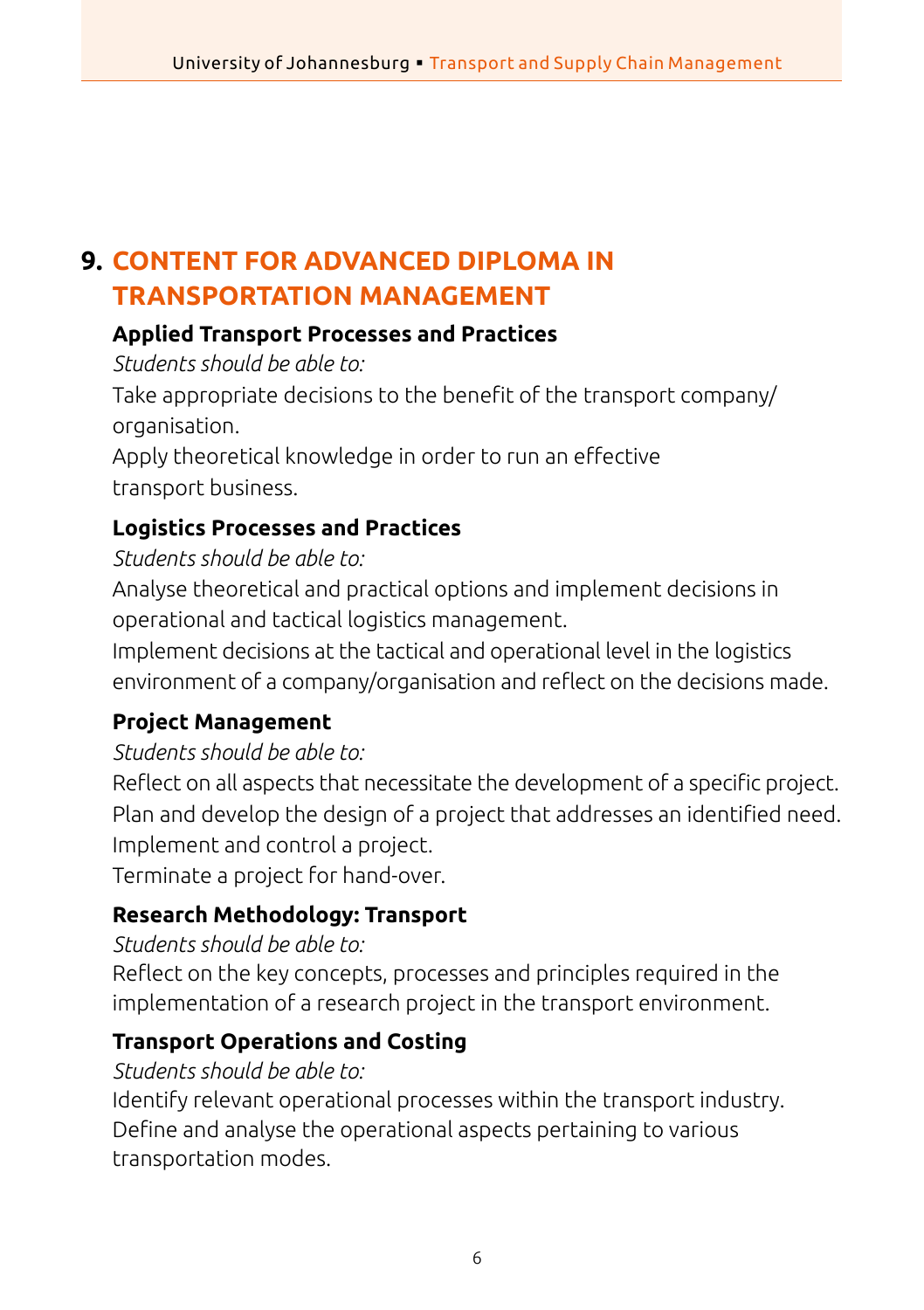## 9. CONTENT FOR ADVANCED DIPLOMA IN TRANSPORTATION MANAGEMENT

### Applied Transport Processes and Practices

*Students should be able to:*

Take appropriate decisions to the benefit of the transport company/organisation.

Apply theoretical knowledge in order to run an effective transport business.

### Logistics Processes and Practices

*Students should be able to:*

Analyse theoretical and practical options and implement decisions in operational and tactical logistics management.

Implement decisions at the tactical and operational level in the logistics environment of a company/organisation and reflect on the decisions made.

### Project Management

*Students should be able to:*

Reflect on all aspects that necessitate the development of a specific project.

Plan and develop the design of a project that addresses an identified need.

Implement and control a project.

Terminate a project for hand-over.

### Research Methodology: Transport

*Students should be able to:*

Reflect on the key concepts, processes and principles required in the implementation of a research project in the transport environment.

### Transport Operations and Costing

*Students should be able to:*

Identify relevant operational processes within the transport industry.

Define and analyse the operational aspects pertaining to various transportation modes.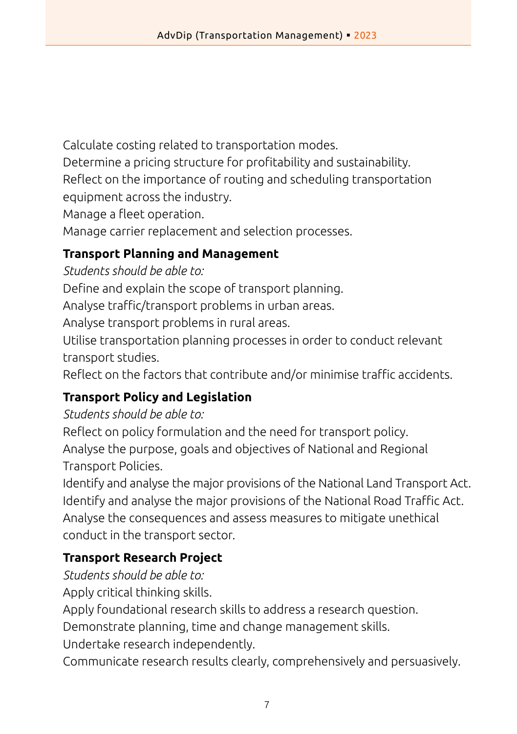Calculate costing related to transportation modes.
Determine a pricing structure for profitability and sustainability.
Reflect on the importance of routing and scheduling transportation equipment across the industry.
Manage a fleet operation.
Manage carrier replacement and selection processes.

**Transport Planning and Management**

*Students should be able to:*

Define and explain the scope of transport planning.
Analyse traffic/transport problems in urban areas.
Analyse transport problems in rural areas.
Utilise transportation planning processes in order to conduct relevant transport studies.
Reflect on the factors that contribute and/or minimise traffic accidents.

**Transport Policy and Legislation**

*Students should be able to:*

Reflect on policy formulation and the need for transport policy.
Analyse the purpose, goals and objectives of National and Regional Transport Policies.
Identify and analyse the major provisions of the National Land Transport Act.
Identify and analyse the major provisions of the National Road Traffic Act.
Analyse the consequences and assess measures to mitigate unethical conduct in the transport sector.

**Transport Research Project**

*Students should be able to:*

Apply critical thinking skills.
Apply foundational research skills to address a research question.
Demonstrate planning, time and change management skills.
Undertake research independently.
Communicate research results clearly, comprehensively and persuasively.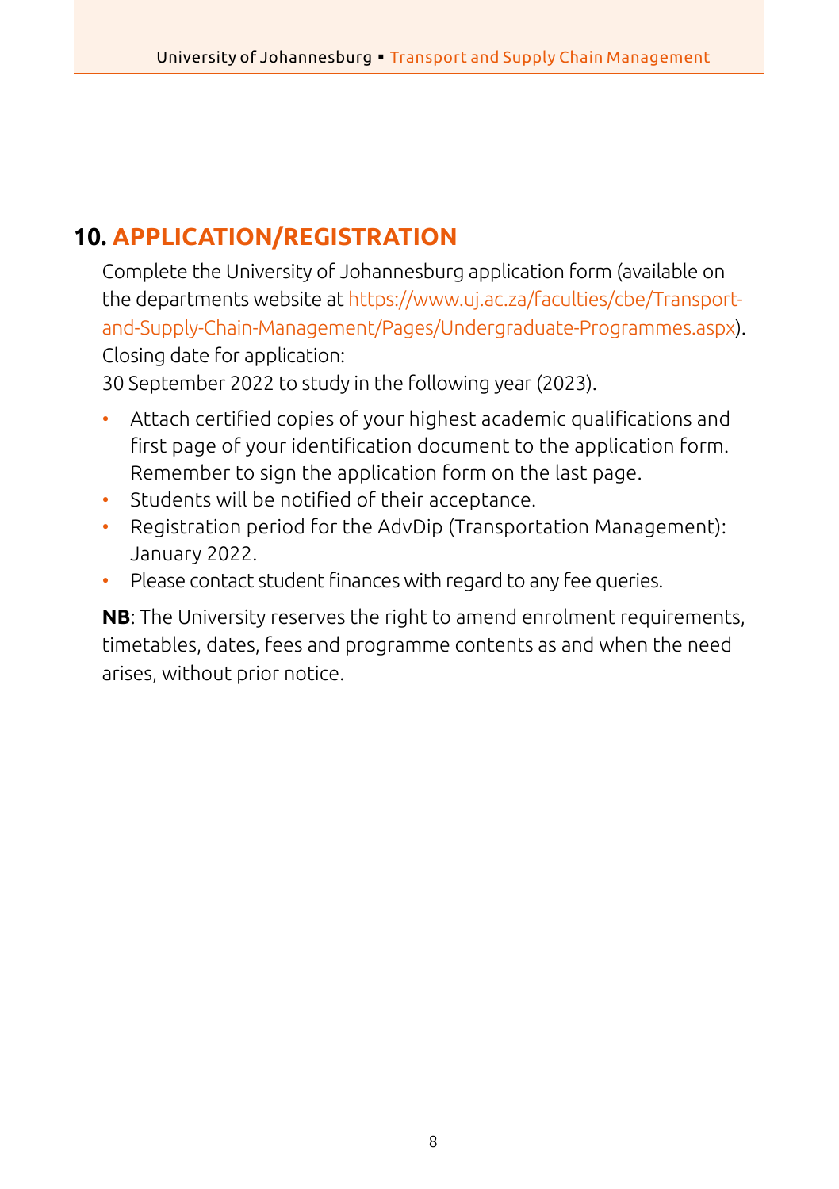## 10. APPLICATION/REGISTRATION

Complete the University of Johannesburg application form (available on the departments website at https://www.uj.ac.za/faculties/cbe/Transport-and-Supply-Chain-Management/Pages/Undergraduate-Programmes.aspx).
Closing date for application:
30 September 2022 to study in the following year (2023).

- Attach certified copies of your highest academic qualifications and first page of your identification document to the application form. Remember to sign the application form on the last page.
- Students will be notified of their acceptance.
- Registration period for the AdvDip (Transportation Management): January 2022.
- Please contact student finances with regard to any fee queries.

**NB**: The University reserves the right to amend enrolment requirements, timetables, dates, fees and programme contents as and when the need arises, without prior notice.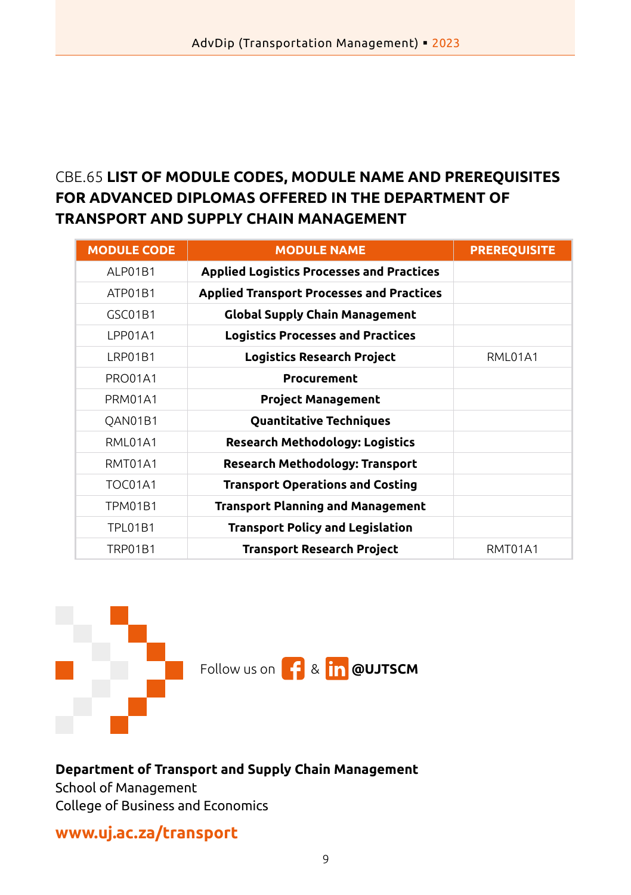## CBE.65 **LIST OF MODULE CODES, MODULE NAME AND PREREQUISITES FOR ADVANCED DIPLOMAS OFFERED IN THE DEPARTMENT OF TRANSPORT AND SUPPLY CHAIN MANAGEMENT**

| MODULE CODE | MODULE NAME | PREREQUISITE |
|---|---|---|
| ALP01B1 | **Applied Logistics Processes and Practices** | |
| ATP01B1 | **Applied Transport Processes and Practices** | |
| GSC01B1 | **Global Supply Chain Management** | |
| LPP01A1 | **Logistics Processes and Practices** | |
| LRP01B1 | **Logistics Research Project** | RML01A1 |
| PRO01A1 | **Procurement** | |
| PRM01A1 | **Project Management** | |
| QAN01B1 | **Quantitative Techniques** | |
| RML01A1 | **Research Methodology: Logistics** | |
| RMT01A1 | **Research Methodology: Transport** | |
| TOC01A1 | **Transport Operations and Costing** | |
| TPM01B1 | **Transport Planning and Management** | |
| TPL01B1 | **Transport Policy and Legislation** | |
| TRP01B1 | **Transport Research Project** | RMT01A1 |

Follow us on & **@UJTSCM**

**Department of Transport and Supply Chain Management**
School of Management
College of Business and Economics

**www.uj.ac.za/transport**